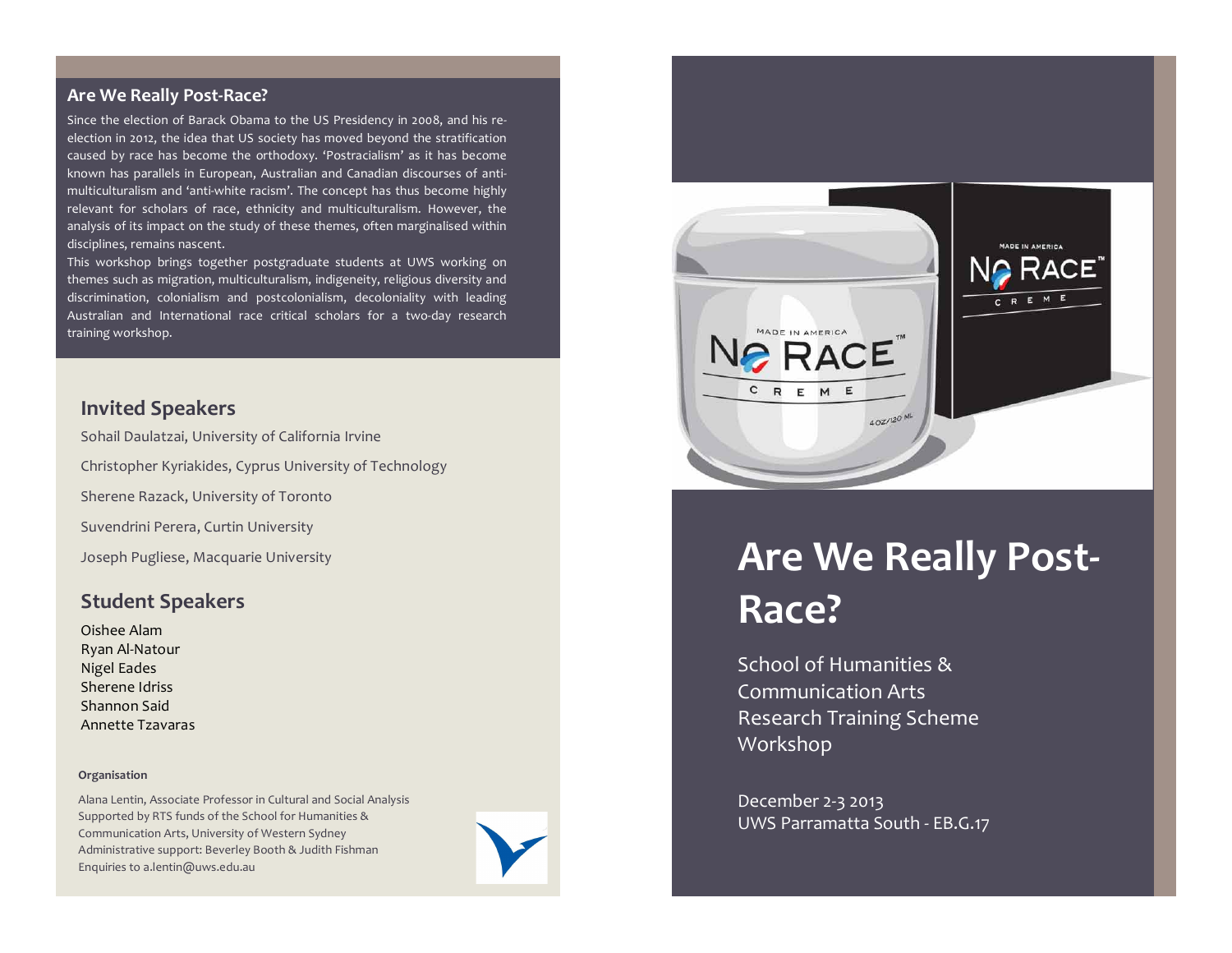## Are We Really Post-Race?

Since the election of Barack Obama to the US Presidency in 2008, and his re-election in 2012, the idea that US society has moved beyond the stratification caused by race has become the orthodoxy. 'Postracialism' as it has become known has parallels in European, Australian and Canadian discourses of anti-multiculturalism and 'anti-white racism'. The concept has thus become highly relevant for scholars of race, ethnicity and multiculturalism. However, the analysis of its impact on the study of these themes, often marginalised within disciplines, remains nascent.

This workshop brings together postgraduate students at UWS working on themes such as migration, multiculturalism, indigeneity, religious diversity and discrimination, colonialism and postcolonialism, decoloniality with leading Australian and International race critical scholars for a two-day research training workshop.

## Invited Speakers

Sohail Daulatzai, University of California Irvine

Christopher Kyriakides, Cyprus University of Technology

Sherene Razack, University of Toronto

Suvendrini Perera, Curtin University

Joseph Pugliese, Macquarie University

## Student Speakers

Oishee Alam
Ryan Al-Natour
Nigel Eades
Sherene Idriss
Shannon Said
Annette Tzavaras

**Organisation**

Alana Lentin, Associate Professor in Cultural and Social Analysis
Supported by RTS funds of the School for Humanities & Communication Arts, University of Western Sydney
Administrative support: Beverley Booth & Judith Fishman
Enquiries to a.lentin@uws.edu.au

# Are We Really Post-Race?

School of Humanities & Communication Arts Research Training Scheme Workshop

December 2-3 2013
UWS Parramatta South - EB.G.17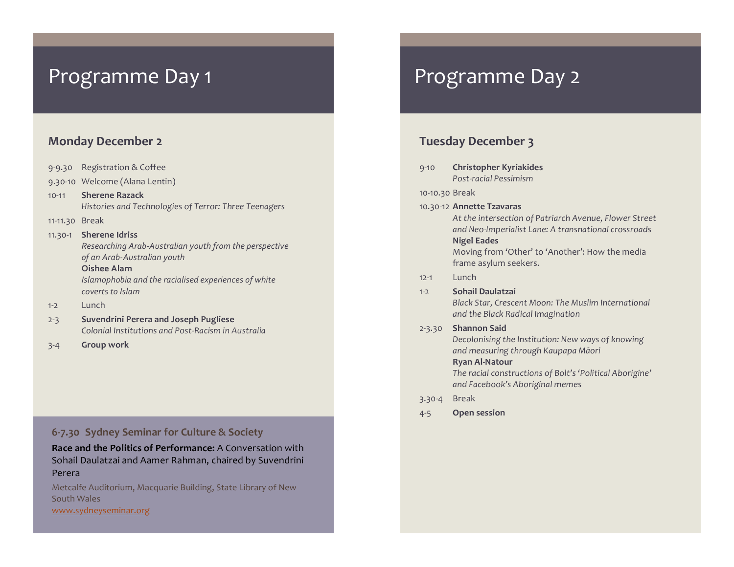# Programme Day 1

## Monday December 2

9-9.30 Registration & Coffee

9.30-10 Welcome (Alana Lentin)

10-11 **Sherene Razack**
*Histories and Technologies of Terror: Three Teenagers*

11-11.30 Break

11.30-1 **Sherene Idriss**
*Researching Arab-Australian youth from the perspective of an Arab-Australian youth*
**Oishee Alam**
*Islamophobia and the racialised experiences of white coverts to Islam*

1-2 Lunch

2-3 **Suvendrini Perera and Joseph Pugliese**
*Colonial Institutions and Post-Racism in Australia*

3-4 **Group work**

### 6-7.30 Sydney Seminar for Culture & Society

**Race and the Politics of Performance:** A Conversation with Sohail Daulatzai and Aamer Rahman, chaired by Suvendrini Perera

Metcalfe Auditorium, Macquarie Building, State Library of New South Wales
www.sydneyseminar.org

# Programme Day 2

## Tuesday December 3

9-10 **Christopher Kyriakides**
*Post-racial Pessimism*

10-10.30 Break

10.30-12 **Annette Tzavaras**
*At the intersection of Patriarch Avenue, Flower Street and Neo-Imperialist Lane: A transnational crossroads*
**Nigel Eades**
Moving from 'Other' to 'Another': How the media frame asylum seekers.

12-1 Lunch

1-2 **Sohail Daulatzai**
*Black Star, Crescent Moon: The Muslim International and the Black Radical Imagination*

2-3.30 **Shannon Said**
*Decolonising the Institution: New ways of knowing and measuring through Kaupapa Māori*
**Ryan Al-Natour**
*The racial constructions of Bolt's 'Political Aborigine' and Facebook's Aboriginal memes*

3.30-4 Break

4-5 **Open session**